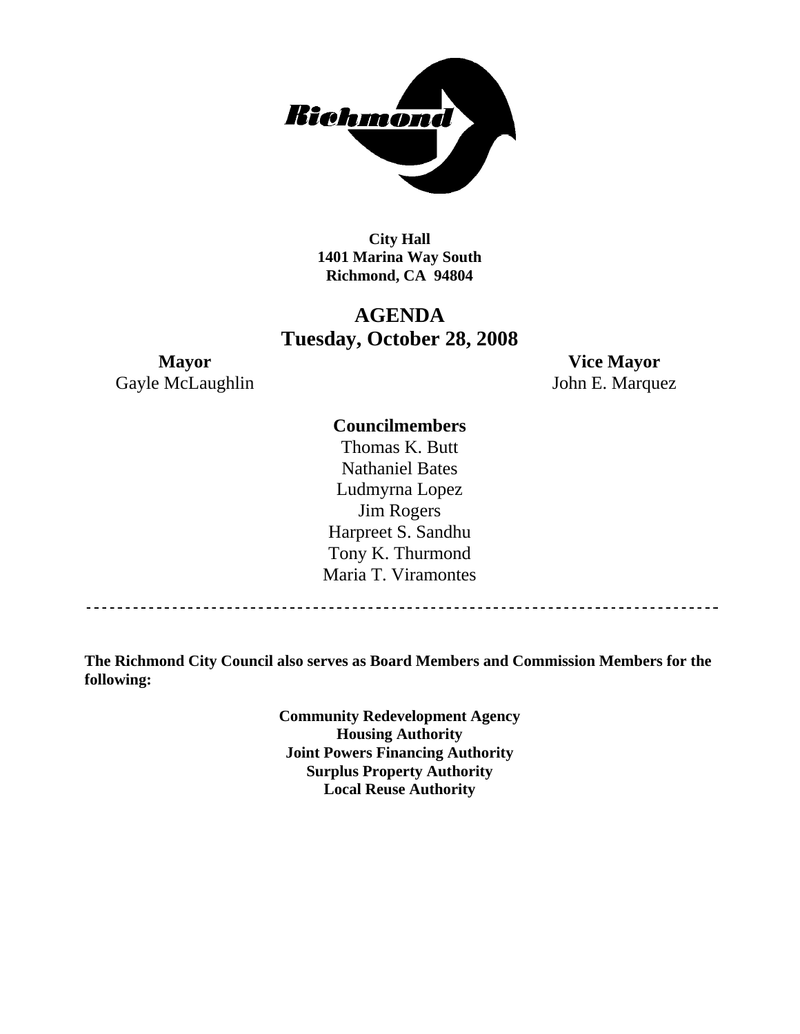**City Hall**
**1401 Marina Way South**
**Richmond, CA 94804**

# AGENDA
## Tuesday, October 28, 2008

**Mayor**
Gayle McLaughlin

**Vice Mayor**
John E. Marquez

**Councilmembers**
Thomas K. Butt
Nathaniel Bates
Ludmyrna Lopez
Jim Rogers
Harpreet S. Sandhu
Tony K. Thurmond
Maria T. Viramontes

---

**The Richmond City Council also serves as Board Members and Commission Members for the following:**

**Community Redevelopment Agency**
**Housing Authority**
**Joint Powers Financing Authority**
**Surplus Property Authority**
**Local Reuse Authority**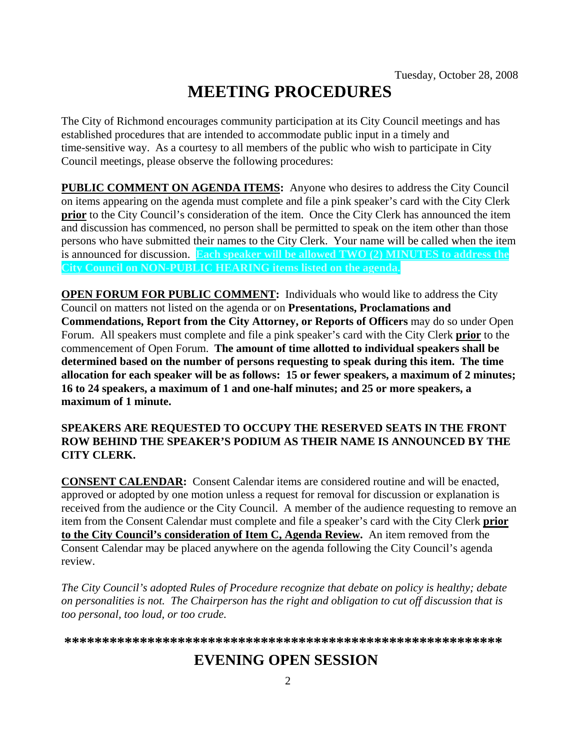Tuesday, October 28, 2008

# MEETING PROCEDURES

The City of Richmond encourages community participation at its City Council meetings and has established procedures that are intended to accommodate public input in a timely and time-sensitive way. As a courtesy to all members of the public who wish to participate in City Council meetings, please observe the following procedures:

**PUBLIC COMMENT ON AGENDA ITEMS:** Anyone who desires to address the City Council on items appearing on the agenda must complete and file a pink speaker's card with the City Clerk **prior** to the City Council's consideration of the item. Once the City Clerk has announced the item and discussion has commenced, no person shall be permitted to speak on the item other than those persons who have submitted their names to the City Clerk. Your name will be called when the item is announced for discussion. **Each speaker will be allowed TWO (2) MINUTES to address the City Council on NON-PUBLIC HEARING items listed on the agenda.**

**OPEN FORUM FOR PUBLIC COMMENT:** Individuals who would like to address the City Council on matters not listed on the agenda or on **Presentations, Proclamations and Commendations, Report from the City Attorney, or Reports of Officers** may do so under Open Forum. All speakers must complete and file a pink speaker's card with the City Clerk **prior** to the commencement of Open Forum. **The amount of time allotted to individual speakers shall be determined based on the number of persons requesting to speak during this item. The time allocation for each speaker will be as follows: 15 or fewer speakers, a maximum of 2 minutes; 16 to 24 speakers, a maximum of 1 and one-half minutes; and 25 or more speakers, a maximum of 1 minute.**

**SPEAKERS ARE REQUESTED TO OCCUPY THE RESERVED SEATS IN THE FRONT ROW BEHIND THE SPEAKER'S PODIUM AS THEIR NAME IS ANNOUNCED BY THE CITY CLERK.**

**CONSENT CALENDAR:** Consent Calendar items are considered routine and will be enacted, approved or adopted by one motion unless a request for removal for discussion or explanation is received from the audience or the City Council. A member of the audience requesting to remove an item from the Consent Calendar must complete and file a speaker's card with the City Clerk **prior to the City Council's consideration of Item C, Agenda Review.** An item removed from the Consent Calendar may be placed anywhere on the agenda following the City Council's agenda review.

*The City Council's adopted Rules of Procedure recognize that debate on policy is healthy; debate on personalities is not. The Chairperson has the right and obligation to cut off discussion that is too personal, too loud, or too crude.*

**\*\*\*\*\*\*\*\*\*\*\*\*\*\*\*\*\*\*\*\*\*\*\*\*\*\*\*\*\*\*\*\*\*\*\*\*\*\*\*\*\*\*\*\*\*\*\*\*\*\*\*\*\*\*\*\*\*\***

# EVENING OPEN SESSION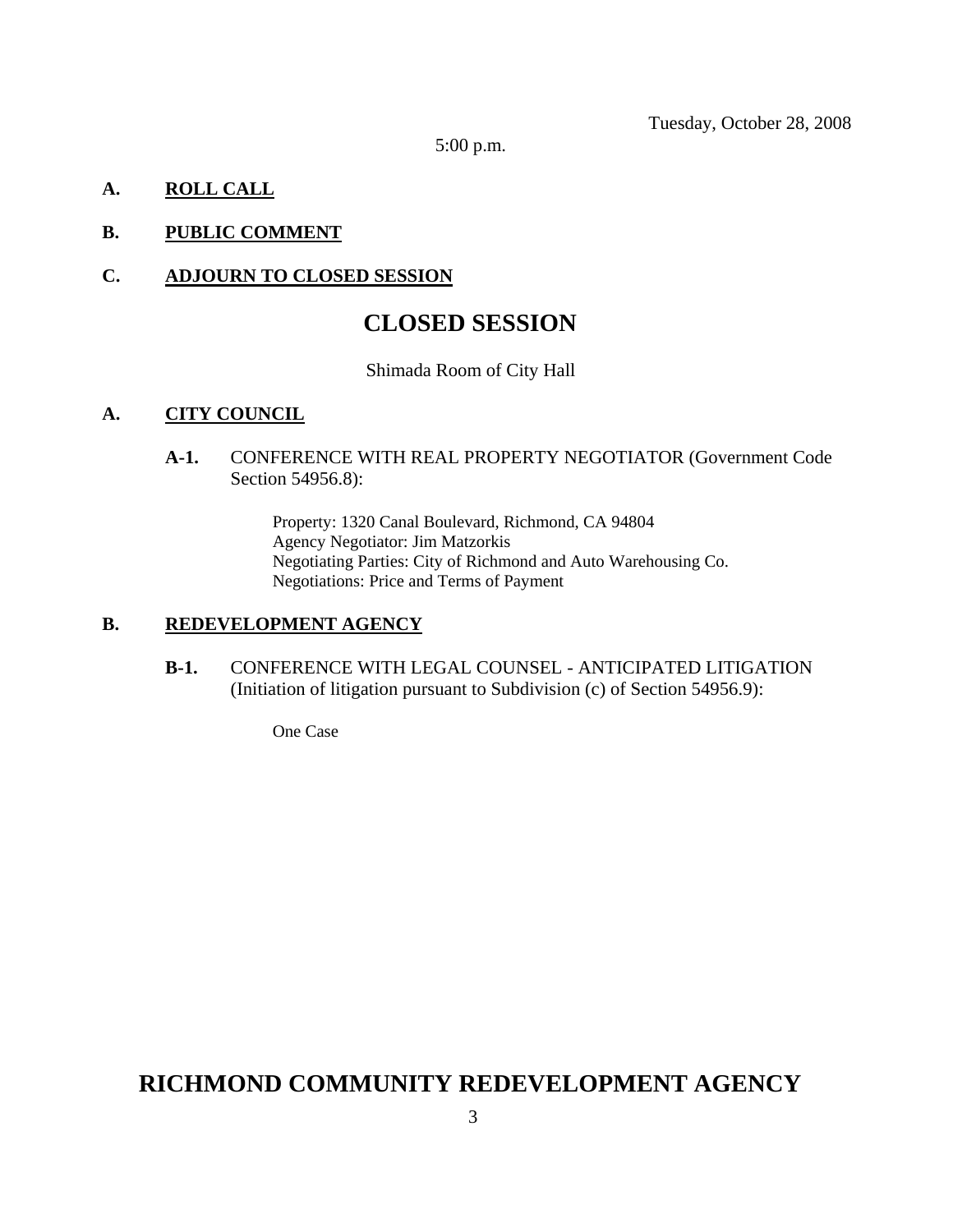Tuesday, October 28, 2008

5:00 p.m.

**A. ROLL CALL**

**B. PUBLIC COMMENT**

**C. ADJOURN TO CLOSED SESSION**

# CLOSED SESSION

Shimada Room of City Hall

**A. CITY COUNCIL**

**A-1.** CONFERENCE WITH REAL PROPERTY NEGOTIATOR (Government Code Section 54956.8):

Property: 1320 Canal Boulevard, Richmond, CA 94804
Agency Negotiator: Jim Matzorkis
Negotiating Parties: City of Richmond and Auto Warehousing Co.
Negotiations: Price and Terms of Payment

**B. REDEVELOPMENT AGENCY**

**B-1.** CONFERENCE WITH LEGAL COUNSEL - ANTICIPATED LITIGATION (Initiation of litigation pursuant to Subdivision (c) of Section 54956.9):

One Case

# RICHMOND COMMUNITY REDEVELOPMENT AGENCY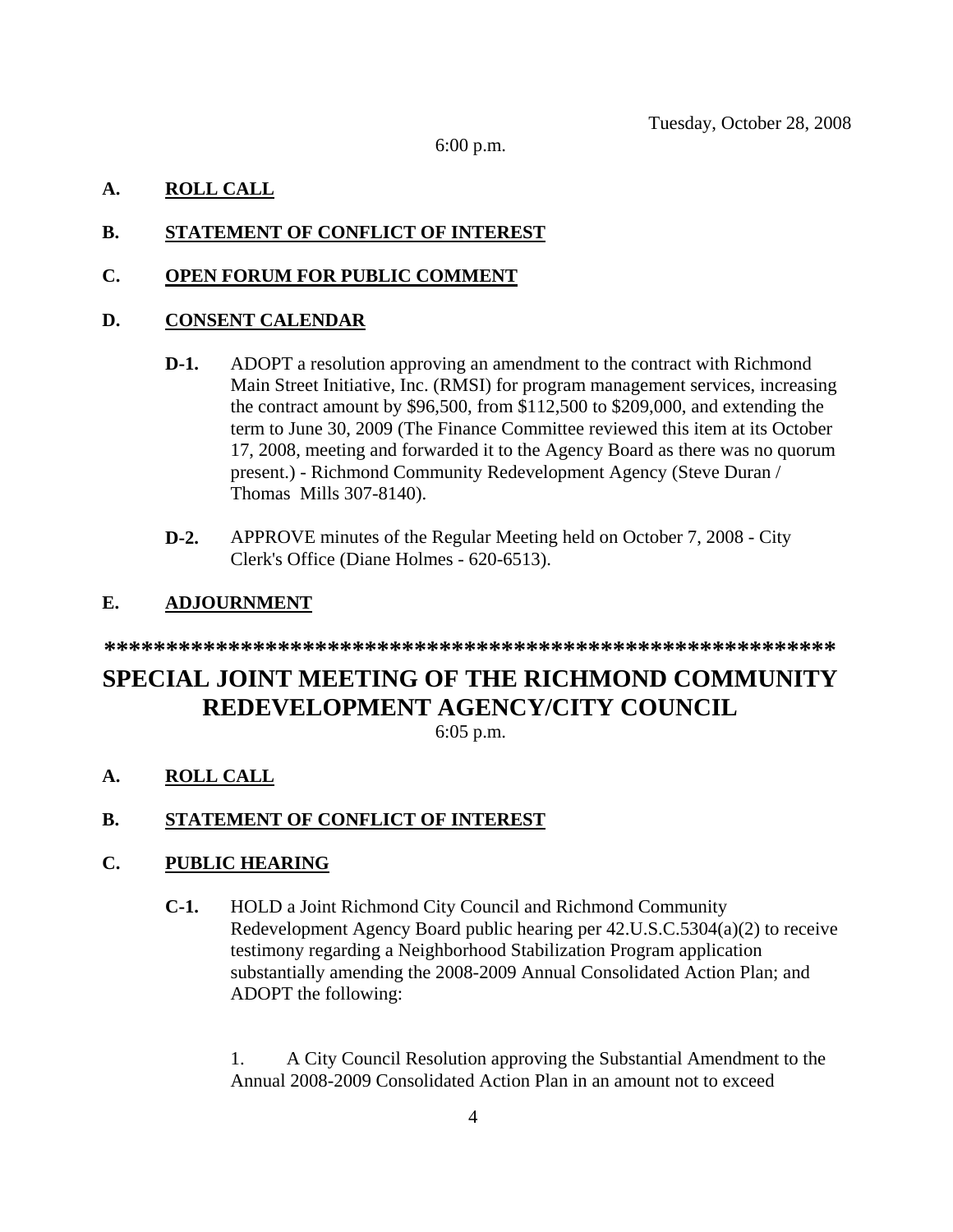Tuesday, October 28, 2008

6:00 p.m.

**A. ROLL CALL**

**B. STATEMENT OF CONFLICT OF INTEREST**

**C. OPEN FORUM FOR PUBLIC COMMENT**

**D. CONSENT CALENDAR**

**D-1.** ADOPT a resolution approving an amendment to the contract with Richmond Main Street Initiative, Inc. (RMSI) for program management services, increasing the contract amount by $96,500, from $112,500 to $209,000, and extending the term to June 30, 2009 (The Finance Committee reviewed this item at its October 17, 2008, meeting and forwarded it to the Agency Board as there was no quorum present.) - Richmond Community Redevelopment Agency (Steve Duran / Thomas Mills 307-8140).

**D-2.** APPROVE minutes of the Regular Meeting held on October 7, 2008 - City Clerk's Office (Diane Holmes - 620-6513).

**E. ADJOURNMENT**

**************************************************************

# SPECIAL JOINT MEETING OF THE RICHMOND COMMUNITY REDEVELOPMENT AGENCY/CITY COUNCIL

6:05 p.m.

**A. ROLL CALL**

**B. STATEMENT OF CONFLICT OF INTEREST**

**C. PUBLIC HEARING**

**C-1.** HOLD a Joint Richmond City Council and Richmond Community Redevelopment Agency Board public hearing per 42.U.S.C.5304(a)(2) to receive testimony regarding a Neighborhood Stabilization Program application substantially amending the 2008-2009 Annual Consolidated Action Plan; and ADOPT the following:

1. A City Council Resolution approving the Substantial Amendment to the Annual 2008-2009 Consolidated Action Plan in an amount not to exceed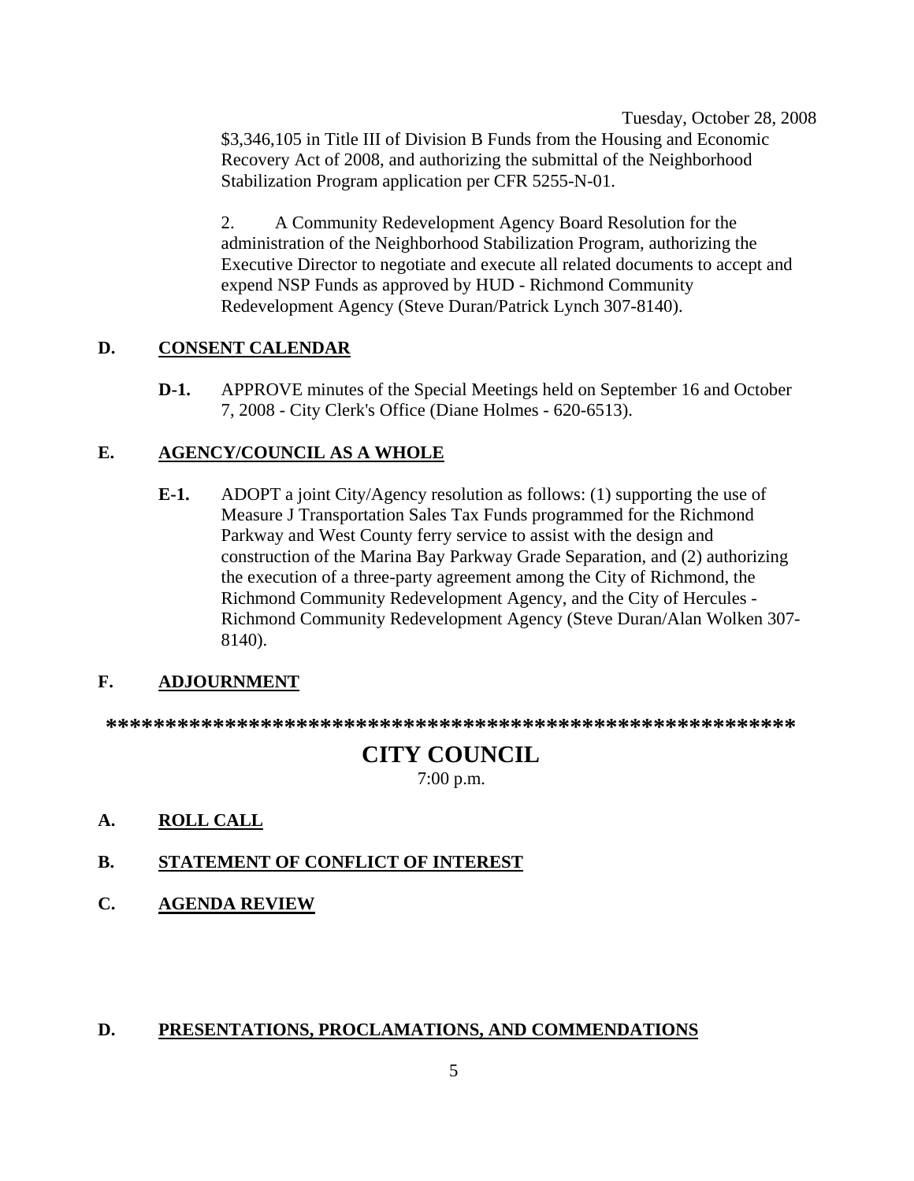$3,346,105 in Title III of Division B Funds from the Housing and Economic Recovery Act of 2008, and authorizing the submittal of the Neighborhood Stabilization Program application per CFR 5255-N-01.

2. A Community Redevelopment Agency Board Resolution for the administration of the Neighborhood Stabilization Program, authorizing the Executive Director to negotiate and execute all related documents to accept and expend NSP Funds as approved by HUD - Richmond Community Redevelopment Agency (Steve Duran/Patrick Lynch 307-8140).

**D. CONSENT CALENDAR**

**D-1.** APPROVE minutes of the Special Meetings held on September 16 and October 7, 2008 - City Clerk's Office (Diane Holmes - 620-6513).

**E. AGENCY/COUNCIL AS A WHOLE**

**E-1.** ADOPT a joint City/Agency resolution as follows: (1) supporting the use of Measure J Transportation Sales Tax Funds programmed for the Richmond Parkway and West County ferry service to assist with the design and construction of the Marina Bay Parkway Grade Separation, and (2) authorizing the execution of a three-party agreement among the City of Richmond, the Richmond Community Redevelopment Agency, and the City of Hercules - Richmond Community Redevelopment Agency (Steve Duran/Alan Wolken 307-8140).

**F. ADJOURNMENT**

**********************************************************

# CITY COUNCIL

7:00 p.m.

**A. ROLL CALL**

**B. STATEMENT OF CONFLICT OF INTEREST**

**C. AGENDA REVIEW**

**D. PRESENTATIONS, PROCLAMATIONS, AND COMMENDATIONS**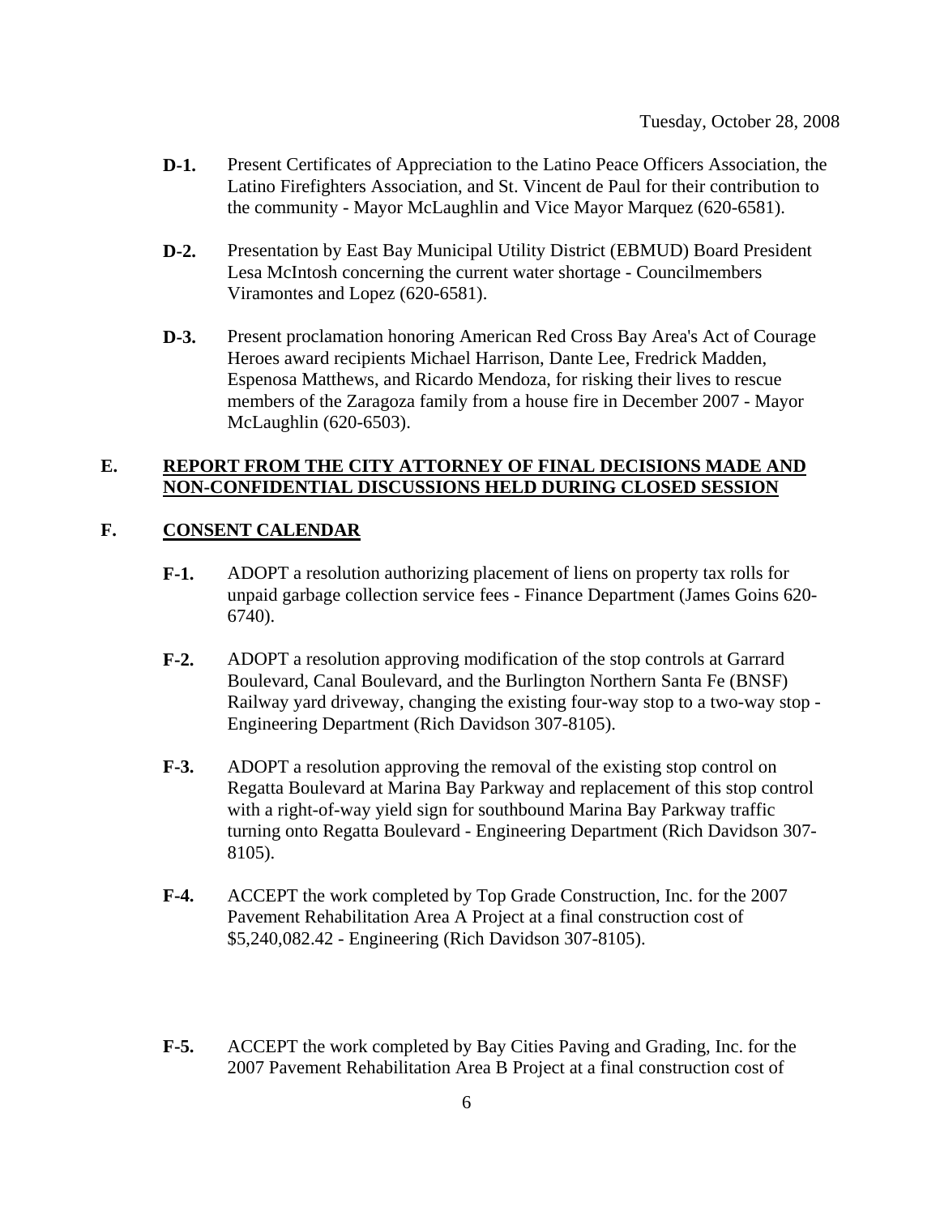Tuesday, October 28, 2008

**D-1.** Present Certificates of Appreciation to the Latino Peace Officers Association, the Latino Firefighters Association, and St. Vincent de Paul for their contribution to the community - Mayor McLaughlin and Vice Mayor Marquez (620-6581).

**D-2.** Presentation by East Bay Municipal Utility District (EBMUD) Board President Lesa McIntosh concerning the current water shortage - Councilmembers Viramontes and Lopez (620-6581).

**D-3.** Present proclamation honoring American Red Cross Bay Area's Act of Courage Heroes award recipients Michael Harrison, Dante Lee, Fredrick Madden, Espenosa Matthews, and Ricardo Mendoza, for risking their lives to rescue members of the Zaragoza family from a house fire in December 2007 - Mayor McLaughlin (620-6503).

## E. REPORT FROM THE CITY ATTORNEY OF FINAL DECISIONS MADE AND NON-CONFIDENTIAL DISCUSSIONS HELD DURING CLOSED SESSION

## F. CONSENT CALENDAR

**F-1.** ADOPT a resolution authorizing placement of liens on property tax rolls for unpaid garbage collection service fees - Finance Department (James Goins 620-6740).

**F-2.** ADOPT a resolution approving modification of the stop controls at Garrard Boulevard, Canal Boulevard, and the Burlington Northern Santa Fe (BNSF) Railway yard driveway, changing the existing four-way stop to a two-way stop - Engineering Department (Rich Davidson 307-8105).

**F-3.** ADOPT a resolution approving the removal of the existing stop control on Regatta Boulevard at Marina Bay Parkway and replacement of this stop control with a right-of-way yield sign for southbound Marina Bay Parkway traffic turning onto Regatta Boulevard - Engineering Department (Rich Davidson 307-8105).

**F-4.** ACCEPT the work completed by Top Grade Construction, Inc. for the 2007 Pavement Rehabilitation Area A Project at a final construction cost of $5,240,082.42 - Engineering (Rich Davidson 307-8105).

**F-5.** ACCEPT the work completed by Bay Cities Paving and Grading, Inc. for the 2007 Pavement Rehabilitation Area B Project at a final construction cost of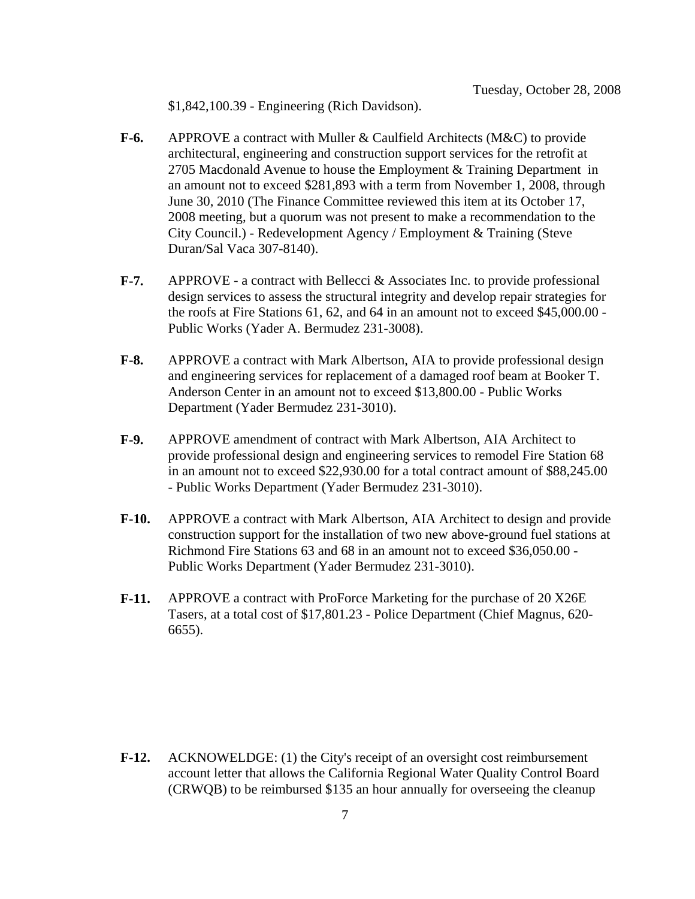$1,842,100.39 - Engineering (Rich Davidson).

**F-6.** APPROVE a contract with Muller & Caulfield Architects (M&C) to provide architectural, engineering and construction support services for the retrofit at 2705 Macdonald Avenue to house the Employment & Training Department in an amount not to exceed $281,893 with a term from November 1, 2008, through June 30, 2010 (The Finance Committee reviewed this item at its October 17, 2008 meeting, but a quorum was not present to make a recommendation to the City Council.) - Redevelopment Agency / Employment & Training (Steve Duran/Sal Vaca 307-8140).

**F-7.** APPROVE - a contract with Bellecci & Associates Inc. to provide professional design services to assess the structural integrity and develop repair strategies for the roofs at Fire Stations 61, 62, and 64 in an amount not to exceed $45,000.00 - Public Works (Yader A. Bermudez 231-3008).

**F-8.** APPROVE a contract with Mark Albertson, AIA to provide professional design and engineering services for replacement of a damaged roof beam at Booker T. Anderson Center in an amount not to exceed $13,800.00 - Public Works Department (Yader Bermudez 231-3010).

**F-9.** APPROVE amendment of contract with Mark Albertson, AIA Architect to provide professional design and engineering services to remodel Fire Station 68 in an amount not to exceed $22,930.00 for a total contract amount of $88,245.00 - Public Works Department (Yader Bermudez 231-3010).

**F-10.** APPROVE a contract with Mark Albertson, AIA Architect to design and provide construction support for the installation of two new above-ground fuel stations at Richmond Fire Stations 63 and 68 in an amount not to exceed $36,050.00 - Public Works Department (Yader Bermudez 231-3010).

**F-11.** APPROVE a contract with ProForce Marketing for the purchase of 20 X26E Tasers, at a total cost of $17,801.23 - Police Department (Chief Magnus, 620-6655).

**F-12.** ACKNOWELDGE: (1) the City's receipt of an oversight cost reimbursement account letter that allows the California Regional Water Quality Control Board (CRWQB) to be reimbursed $135 an hour annually for overseeing the cleanup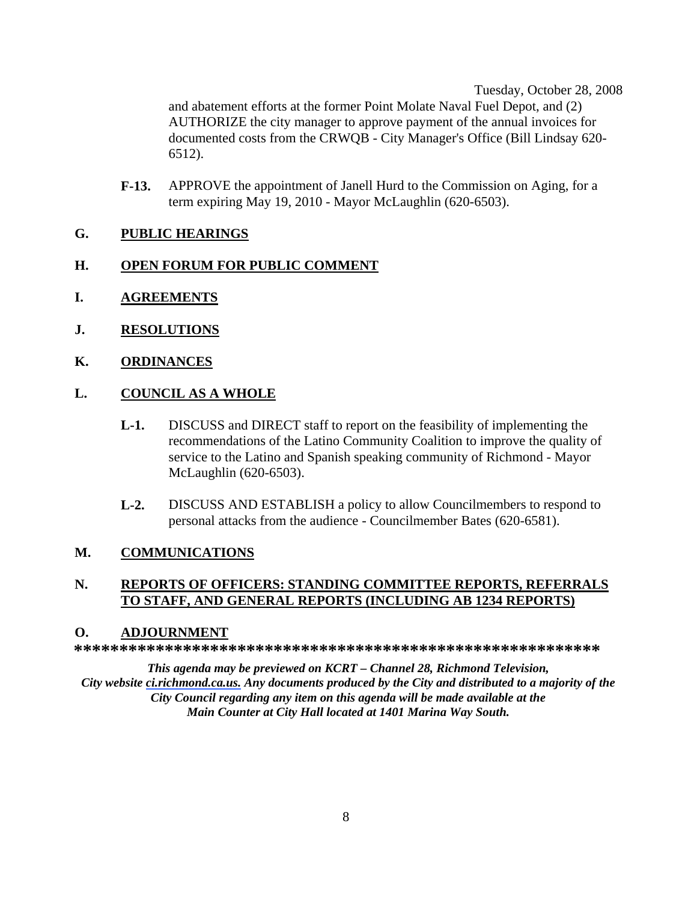and abatement efforts at the former Point Molate Naval Fuel Depot, and (2) AUTHORIZE the city manager to approve payment of the annual invoices for documented costs from the CRWQB - City Manager's Office (Bill Lindsay 620-6512).

**F-13.** APPROVE the appointment of Janell Hurd to the Commission on Aging, for a term expiring May 19, 2010 - Mayor McLaughlin (620-6503).

## G. PUBLIC HEARINGS

## H. OPEN FORUM FOR PUBLIC COMMENT

## I. AGREEMENTS

## J. RESOLUTIONS

## K. ORDINANCES

## L. COUNCIL AS A WHOLE

**L-1.** DISCUSS and DIRECT staff to report on the feasibility of implementing the recommendations of the Latino Community Coalition to improve the quality of service to the Latino and Spanish speaking community of Richmond - Mayor McLaughlin (620-6503).

**L-2.** DISCUSS AND ESTABLISH a policy to allow Councilmembers to respond to personal attacks from the audience - Councilmember Bates (620-6581).

## M. COMMUNICATIONS

## N. REPORTS OF OFFICERS: STANDING COMMITTEE REPORTS, REFERRALS TO STAFF, AND GENERAL REPORTS (INCLUDING AB 1234 REPORTS)

## O. ADJOURNMENT

**************************************************************

***This agenda may be previewed on KCRT – Channel 28, Richmond Television, City website ci.richmond.ca.us. Any documents produced by the City and distributed to a majority of the City Council regarding any item on this agenda will be made available at the Main Counter at City Hall located at 1401 Marina Way South.***